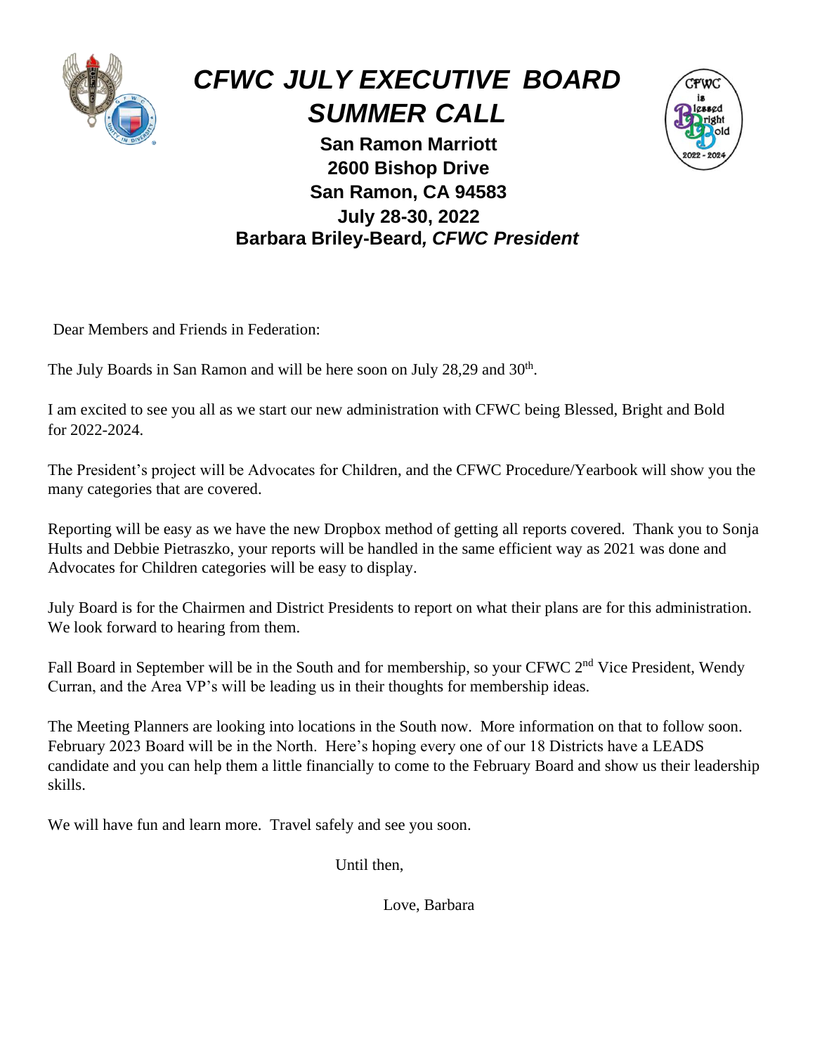# *CFWC JULY EXECUTIVE BOARD SUMMER CALL*

**San Ramon Marriott**
**2600 Bishop Drive**
**San Ramon, CA 94583**
**July 28-30, 2022**
**Barbara Briley-Beard,** ***CFWC President***

Dear Members and Friends in Federation:

The July Boards in San Ramon and will be here soon on July 28,29 and 30th.

I am excited to see you all as we start our new administration with CFWC being Blessed, Bright and Bold for 2022-2024.

The President's project will be Advocates for Children, and the CFWC Procedure/Yearbook will show you the many categories that are covered.

Reporting will be easy as we have the new Dropbox method of getting all reports covered. Thank you to Sonja Hults and Debbie Pietraszko, your reports will be handled in the same efficient way as 2021 was done and Advocates for Children categories will be easy to display.

July Board is for the Chairmen and District Presidents to report on what their plans are for this administration. We look forward to hearing from them.

Fall Board in September will be in the South and for membership, so your CFWC 2nd Vice President, Wendy Curran, and the Area VP's will be leading us in their thoughts for membership ideas.

The Meeting Planners are looking into locations in the South now. More information on that to follow soon. February 2023 Board will be in the North. Here's hoping every one of our 18 Districts have a LEADS candidate and you can help them a little financially to come to the February Board and show us their leadership skills.

We will have fun and learn more. Travel safely and see you soon.

Until then,

Love, Barbara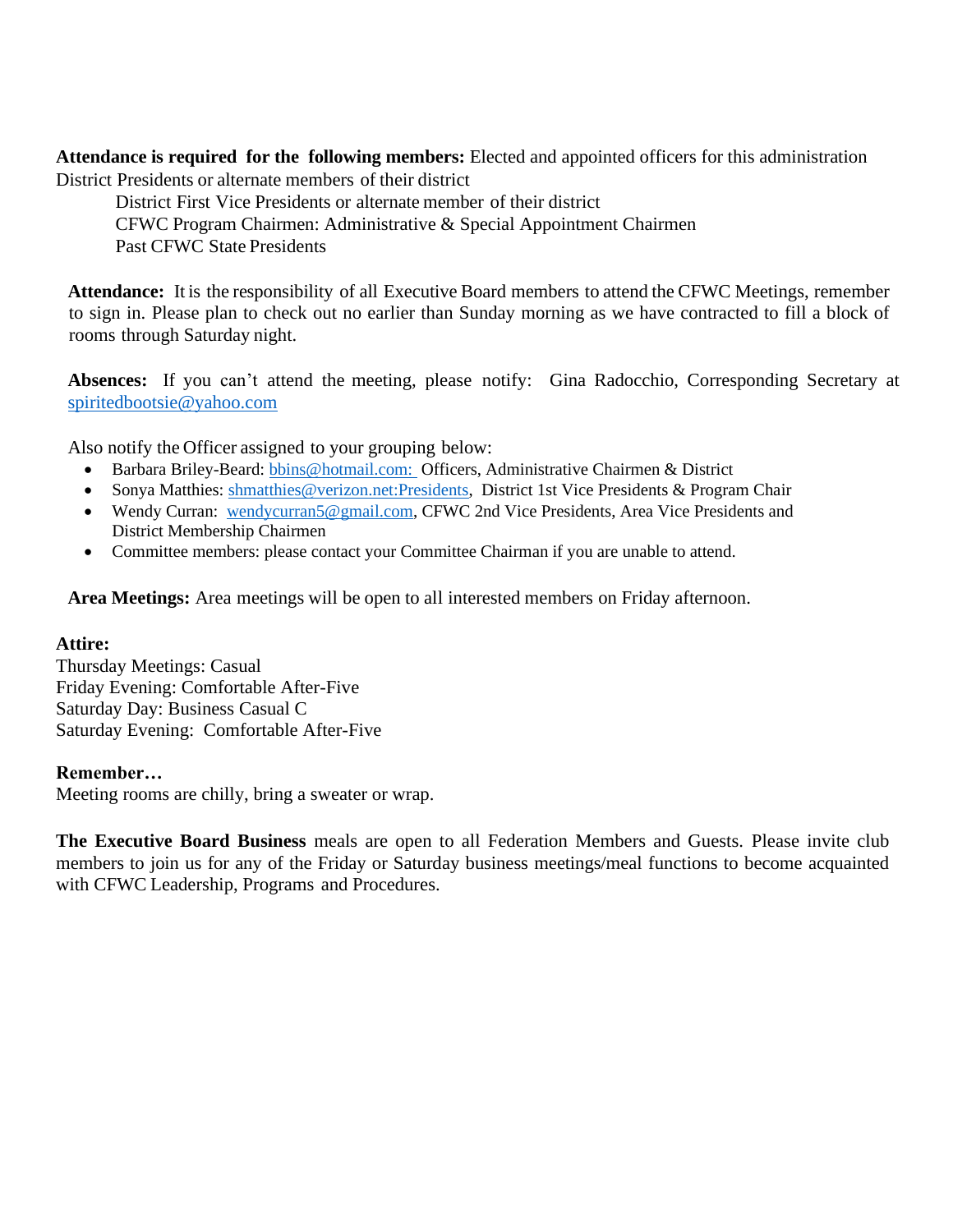**Attendance is required for the following members:** Elected and appointed officers for this administration
District Presidents or alternate members of their district

District First Vice Presidents or alternate member of their district
CFWC Program Chairmen: Administrative & Special Appointment Chairmen
Past CFWC State Presidents

**Attendance:** It is the responsibility of all Executive Board members to attend the CFWC Meetings, remember to sign in. Please plan to check out no earlier than Sunday morning as we have contracted to fill a block of rooms through Saturday night.

**Absences:** If you can't attend the meeting, please notify: Gina Radocchio, Corresponding Secretary at spiritedbootsie@yahoo.com

Also notify the Officer assigned to your grouping below:

- Barbara Briley-Beard: bbins@hotmail.com: Officers, Administrative Chairmen & District
- Sonya Matthies: shmatthies@verizon.net:Presidents, District 1st Vice Presidents & Program Chair
- Wendy Curran: wendycurran5@gmail.com, CFWC 2nd Vice Presidents, Area Vice Presidents and District Membership Chairmen
- Committee members: please contact your Committee Chairman if you are unable to attend.

**Area Meetings:** Area meetings will be open to all interested members on Friday afternoon.

**Attire:**
Thursday Meetings: Casual
Friday Evening: Comfortable After-Five
Saturday Day: Business Casual C
Saturday Evening: Comfortable After-Five

**Remember…**
Meeting rooms are chilly, bring a sweater or wrap.

**The Executive Board Business** meals are open to all Federation Members and Guests. Please invite club members to join us for any of the Friday or Saturday business meetings/meal functions to become acquainted with CFWC Leadership, Programs and Procedures.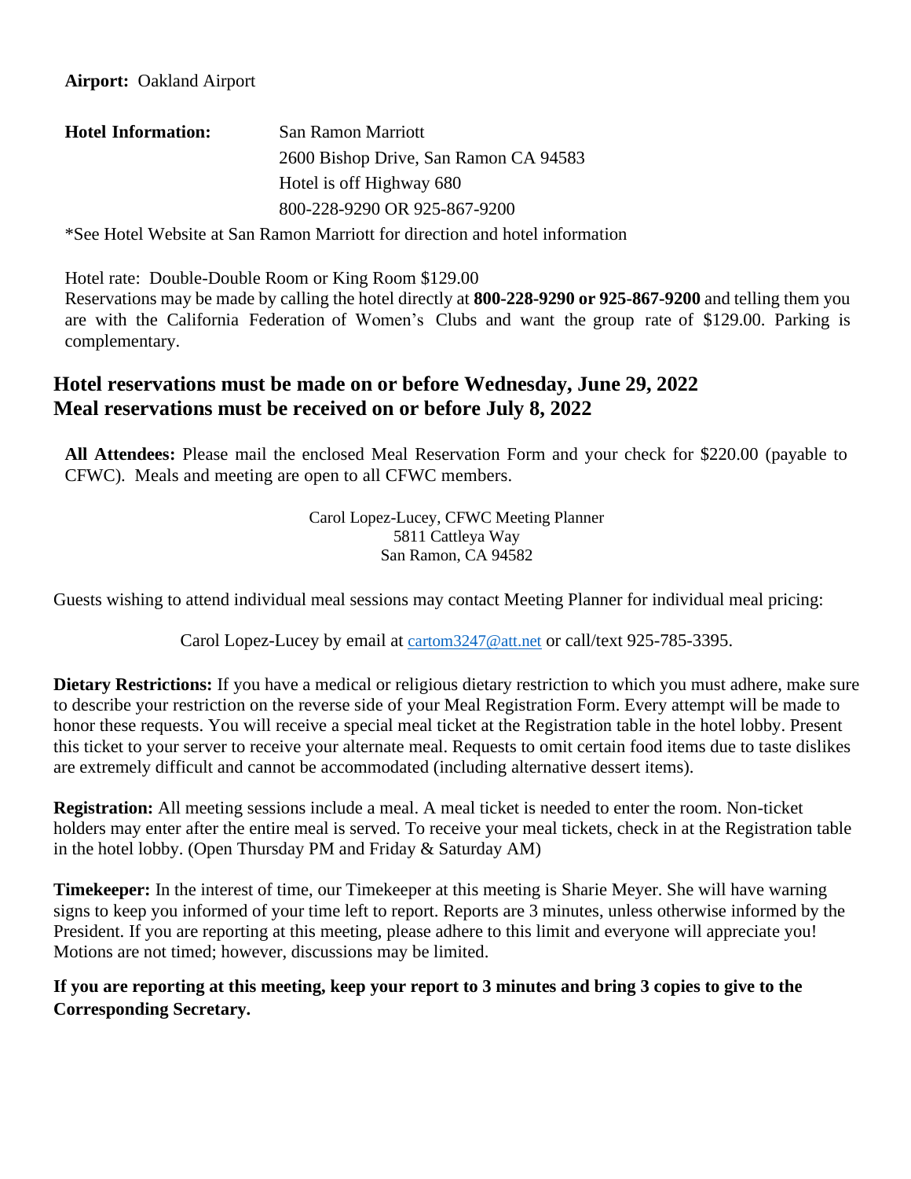**Airport:** Oakland Airport

**Hotel Information:** San Ramon Marriott
2600 Bishop Drive, San Ramon CA 94583
Hotel is off Highway 680
800-228-9290 OR 925-867-9200

*See Hotel Website at San Ramon Marriott for direction and hotel information

Hotel rate: Double-Double Room or King Room $129.00
Reservations may be made by calling the hotel directly at **800-228-9290 or 925-867-9200** and telling them you are with the California Federation of Women's Clubs and want the group rate of $129.00. Parking is complementary.

## Hotel reservations must be made on or before Wednesday, June 29, 2022
## Meal reservations must be received on or before July 8, 2022

**All Attendees:** Please mail the enclosed Meal Reservation Form and your check for $220.00 (payable to CFWC). Meals and meeting are open to all CFWC members.

Carol Lopez-Lucey, CFWC Meeting Planner
5811 Cattleya Way
San Ramon, CA 94582

Guests wishing to attend individual meal sessions may contact Meeting Planner for individual meal pricing:

Carol Lopez-Lucey by email at cartom3247@att.net or call/text 925-785-3395.

**Dietary Restrictions:** If you have a medical or religious dietary restriction to which you must adhere, make sure to describe your restriction on the reverse side of your Meal Registration Form. Every attempt will be made to honor these requests. You will receive a special meal ticket at the Registration table in the hotel lobby. Present this ticket to your server to receive your alternate meal. Requests to omit certain food items due to taste dislikes are extremely difficult and cannot be accommodated (including alternative dessert items).

**Registration:** All meeting sessions include a meal. A meal ticket is needed to enter the room. Non-ticket holders may enter after the entire meal is served. To receive your meal tickets, check in at the Registration table in the hotel lobby. (Open Thursday PM and Friday & Saturday AM)

**Timekeeper:** In the interest of time, our Timekeeper at this meeting is Sharie Meyer. She will have warning signs to keep you informed of your time left to report. Reports are 3 minutes, unless otherwise informed by the President. If you are reporting at this meeting, please adhere to this limit and everyone will appreciate you! Motions are not timed; however, discussions may be limited.

**If you are reporting at this meeting, keep your report to 3 minutes and bring 3 copies to give to the Corresponding Secretary.**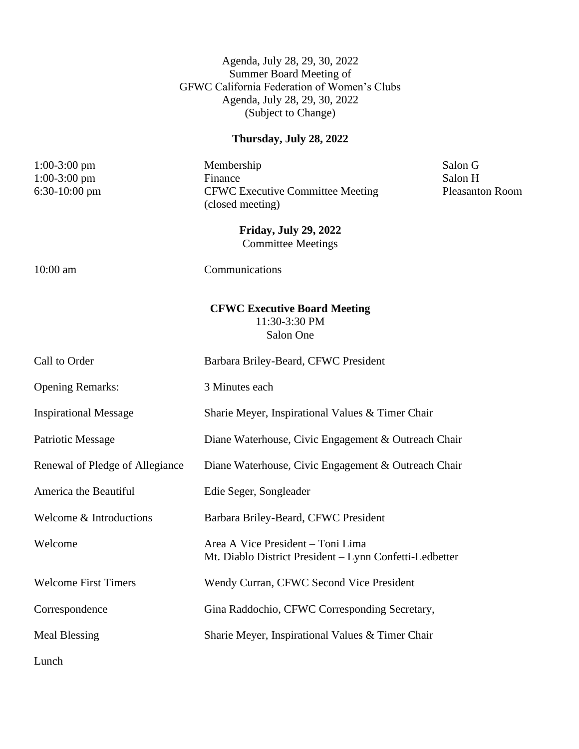Agenda, July 28, 29, 30, 2022
Summer Board Meeting of
GFWC California Federation of Women's Clubs
Agenda, July 28, 29, 30, 2022
(Subject to Change)

**Thursday, July 28, 2022**

| | | |
|---|---|---|
| 1:00-3:00 pm | Membership | Salon G |
| 1:00-3:00 pm | Finance | Salon H |
| 6:30-10:00 pm | CFWC Executive Committee Meeting (closed meeting) | Pleasanton Room |

**Friday, July 29, 2022**
Committee Meetings

| | |
|---|---|
| 10:00 am | Communications |

**CFWC Executive Board Meeting**
11:30-3:30 PM
Salon One

| | |
|---|---|
| Call to Order | Barbara Briley-Beard, CFWC President |
| Opening Remarks: | 3 Minutes each |
| Inspirational Message | Sharie Meyer, Inspirational Values & Timer Chair |
| Patriotic Message | Diane Waterhouse, Civic Engagement & Outreach Chair |
| Renewal of Pledge of Allegiance | Diane Waterhouse, Civic Engagement & Outreach Chair |
| America the Beautiful | Edie Seger, Songleader |
| Welcome & Introductions | Barbara Briley-Beard, CFWC President |
| Welcome | Area A Vice President – Toni Lima<br>Mt. Diablo District President – Lynn Confetti-Ledbetter |
| Welcome First Timers | Wendy Curran, CFWC Second Vice President |
| Correspondence | Gina Raddochio, CFWC Corresponding Secretary, |
| Meal Blessing | Sharie Meyer, Inspirational Values & Timer Chair |
| Lunch | |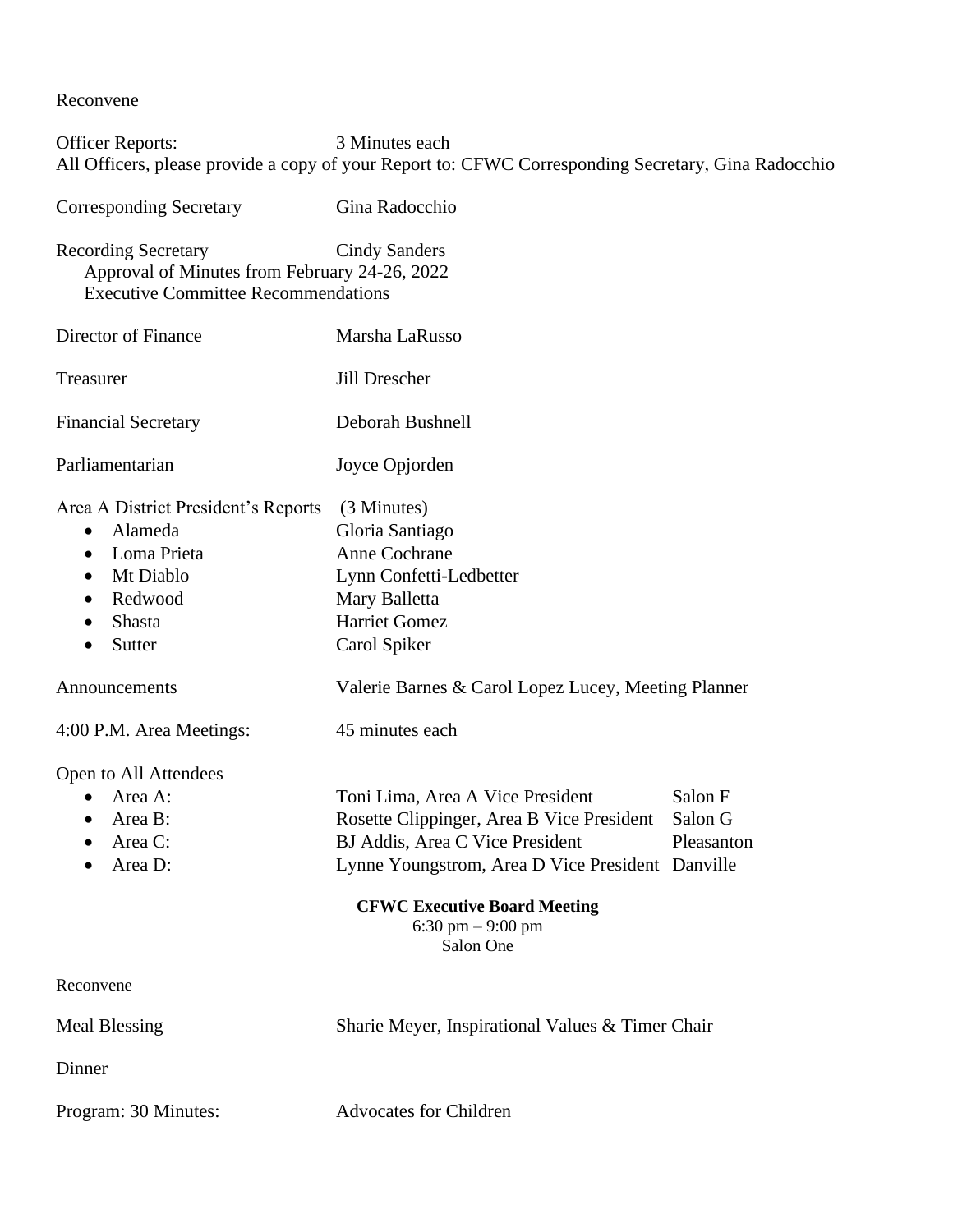Reconvene

Officer Reports: 3 Minutes each

All Officers, please provide a copy of your Report to: CFWC Corresponding Secretary, Gina Radocchio

Corresponding Secretary — Gina Radocchio

Recording Secretary — Cindy Sanders

- Approval of Minutes from February 24-26, 2022
- Executive Committee Recommendations

Director of Finance — Marsha LaRusso

Treasurer — Jill Drescher

Financial Secretary — Deborah Bushnell

Parliamentarian — Joyce Opjorden

Area A District President's Reports (3 Minutes)

- Alameda — Gloria Santiago
- Loma Prieta — Anne Cochrane
- Mt Diablo — Lynn Confetti-Ledbetter
- Redwood — Mary Balletta
- Shasta — Harriet Gomez
- Sutter — Carol Spiker

Announcements — Valerie Barnes & Carol Lopez Lucey, Meeting Planner

4:00 P.M. Area Meetings: 45 minutes each

Open to All Attendees

- Area A: Toni Lima, Area A Vice President — Salon F
- Area B: Rosette Clippinger, Area B Vice President — Salon G
- Area C: BJ Addis, Area C Vice President — Pleasanton
- Area D: Lynne Youngstrom, Area D Vice President — Danville

**CFWC Executive Board Meeting**

6:30 pm – 9:00 pm

Salon One

Reconvene

Meal Blessing — Sharie Meyer, Inspirational Values & Timer Chair

Dinner

Program: 30 Minutes: — Advocates for Children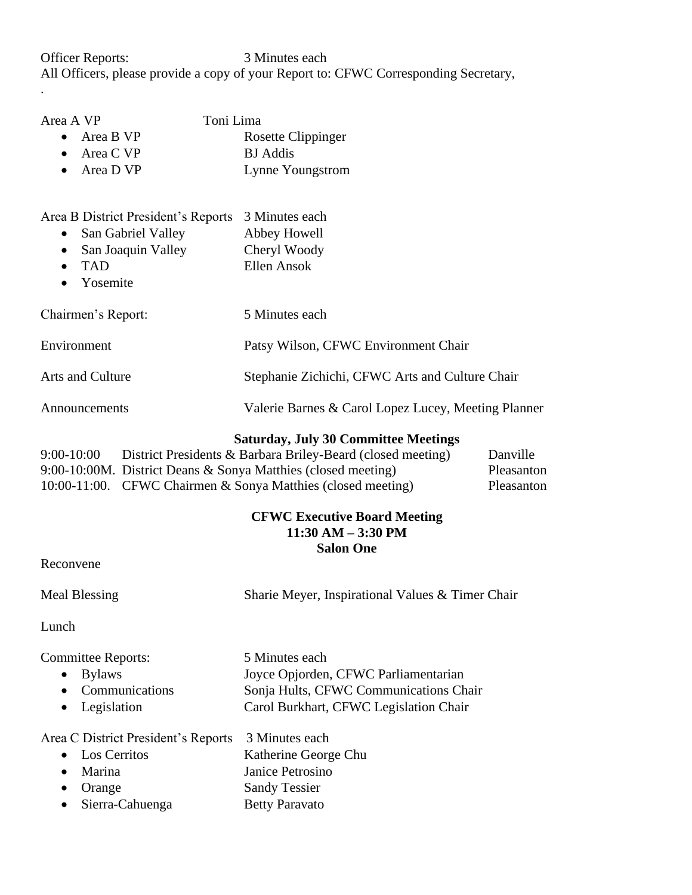Officer Reports: 3 Minutes each

All Officers, please provide a copy of your Report to: CFWC Corresponding Secretary,

.

Area A VP Toni Lima

- Area B VP Rosette Clippinger
- Area C VP BJ Addis
- Area D VP Lynne Youngstrom

Area B District President's Reports 3 Minutes each

- San Gabriel Valley Abbey Howell
- San Joaquin Valley Cheryl Woody
- TAD Ellen Ansok
- Yosemite

Chairmen's Report: 5 Minutes each

Environment Patsy Wilson, CFWC Environment Chair

Arts and Culture Stephanie Zichichi, CFWC Arts and Culture Chair

Announcements Valerie Barnes & Carol Lopez Lucey, Meeting Planner

**Saturday, July 30 Committee Meetings**

| | | |
|---|---|---|
| 9:00-10:00 | District Presidents & Barbara Briley-Beard (closed meeting) | Danville |
| 9:00-10:00M. | District Deans & Sonya Matthies (closed meeting) | Pleasanton |
| 10:00-11:00. | CFWC Chairmen & Sonya Matthies (closed meeting) | Pleasanton |

**CFWC Executive Board Meeting**
**11:30 AM – 3:30 PM**
**Salon One**

Reconvene

Meal Blessing Sharie Meyer, Inspirational Values & Timer Chair

Lunch

Committee Reports: 5 Minutes each

- Bylaws Joyce Opjorden, CFWC Parliamentarian
- Communications Sonja Hults, CFWC Communications Chair
- Legislation Carol Burkhart, CFWC Legislation Chair

Area C District President's Reports 3 Minutes each

- Los Cerritos Katherine George Chu
- Marina Janice Petrosino
- Orange Sandy Tessier
- Sierra-Cahuenga Betty Paravato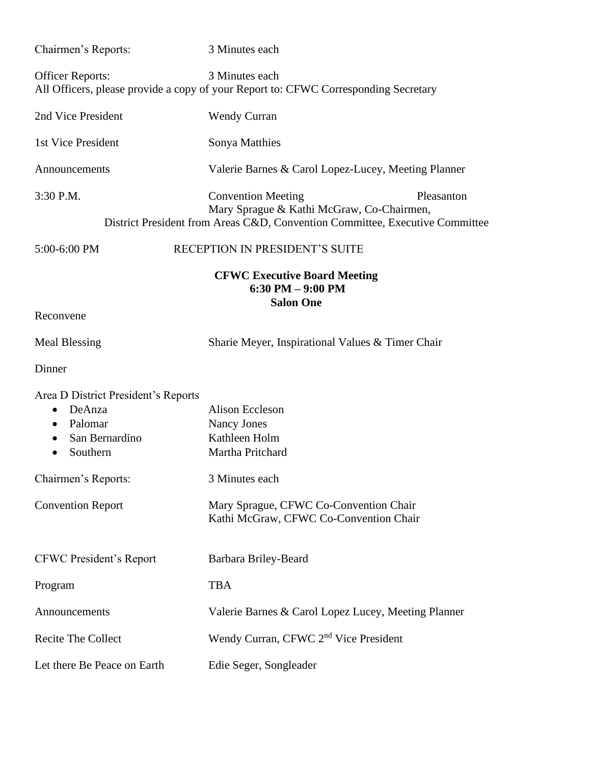Chairmen's Reports: 3 Minutes each

Officer Reports: 3 Minutes each
All Officers, please provide a copy of your Report to: CFWC Corresponding Secretary

| | |
|---|---|
| 2nd Vice President | Wendy Curran |
| 1st Vice President | Sonya Matthies |
| Announcements | Valerie Barnes & Carol Lopez-Lucey, Meeting Planner |

3:30 P.M. Convention Meeting Pleasanton
Mary Sprague & Kathi McGraw, Co-Chairmen,
District President from Areas C&D, Convention Committee, Executive Committee

5:00-6:00 PM RECEPTION IN PRESIDENT'S SUITE

**CFWC Executive Board Meeting**
**6:30 PM – 9:00 PM**
**Salon One**

Reconvene

Meal Blessing — Sharie Meyer, Inspirational Values & Timer Chair

Dinner

Area D District President's Reports

- DeAnza — Alison Eccleson
- Palomar — Nancy Jones
- San Bernardino — Kathleen Holm
- Southern — Martha Pritchard

Chairmen's Reports: 3 Minutes each

Convention Report — Mary Sprague, CFWC Co-Convention Chair
Kathi McGraw, CFWC Co-Convention Chair

CFWC President's Report — Barbara Briley-Beard

Program — TBA

Announcements — Valerie Barnes & Carol Lopez Lucey, Meeting Planner

Recite The Collect — Wendy Curran, CFWC 2nd Vice President

Let there Be Peace on Earth — Edie Seger, Songleader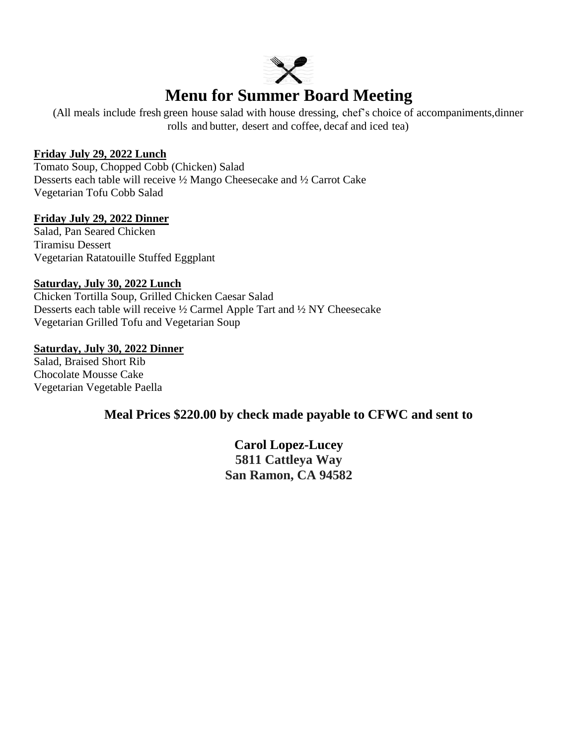# Menu for Summer Board Meeting

(All meals include fresh green house salad with house dressing, chef's choice of accompaniments,dinner rolls and butter, desert and coffee, decaf and iced tea)

**Friday July 29, 2022 Lunch**

Tomato Soup, Chopped Cobb (Chicken) Salad
Desserts each table will receive ½ Mango Cheesecake and ½ Carrot Cake
Vegetarian Tofu Cobb Salad

**Friday July 29, 2022 Dinner**

Salad, Pan Seared Chicken
Tiramisu Dessert
Vegetarian Ratatouille Stuffed Eggplant

**Saturday, July 30, 2022 Lunch**

Chicken Tortilla Soup, Grilled Chicken Caesar Salad
Desserts each table will receive ½ Carmel Apple Tart and ½ NY Cheesecake
Vegetarian Grilled Tofu and Vegetarian Soup

**Saturday, July 30, 2022 Dinner**

Salad, Braised Short Rib
Chocolate Mousse Cake
Vegetarian Vegetable Paella

**Meal Prices $220.00 by check made payable to CFWC and sent to**

**Carol Lopez-Lucey**
**5811 Cattleya Way**
**San Ramon, CA 94582**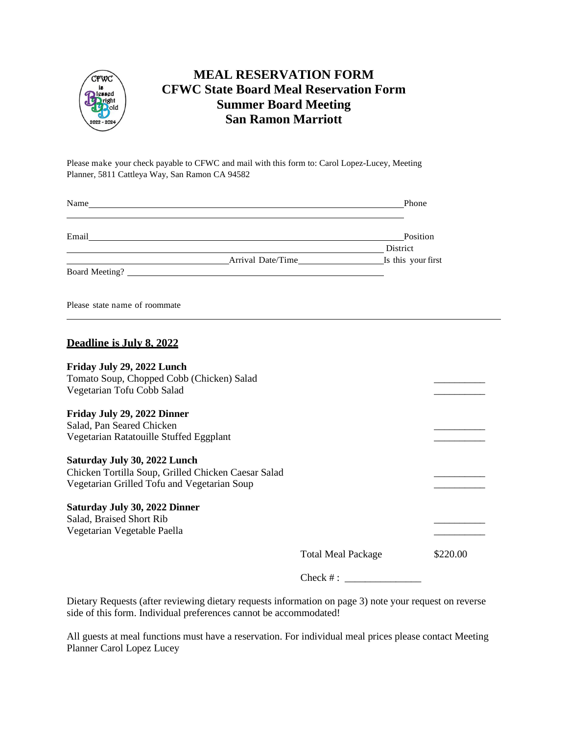# MEAL RESERVATION FORM
# CFWC State Board Meal Reservation Form
# Summer Board Meeting
# San Ramon Marriott

Please make your check payable to CFWC and mail with this form to: Carol Lopez-Lucey, Meeting Planner, 5811 Cattleya Way, San Ramon CA 94582

Name\_\_\_\_\_\_\_\_\_\_\_\_\_\_\_\_\_\_\_\_\_\_\_\_\_\_\_\_\_\_\_\_\_\_\_\_\_\_\_\_\_\_\_\_\_\_\_\_\_\_\_\_\_\_\_\_\_\_\_\_ Phone \_\_\_\_\_\_\_\_\_\_\_\_\_\_\_\_\_\_\_\_\_\_\_\_\_\_\_\_\_\_\_\_\_\_\_\_\_\_\_\_\_\_\_\_\_\_\_\_\_\_\_\_\_\_\_\_\_\_\_\_

Email\_\_\_\_\_\_\_\_\_\_\_\_\_\_\_\_\_\_\_\_\_\_\_\_\_\_\_\_\_\_\_\_\_\_\_\_\_\_\_\_\_\_\_\_\_\_\_\_\_\_\_\_\_\_\_\_\_\_\_\_ Position \_\_\_\_\_\_\_\_\_\_\_\_\_\_\_\_\_\_\_\_\_\_\_\_\_\_\_\_\_\_\_\_\_\_\_\_\_\_\_\_\_\_\_\_\_\_\_\_\_\_\_\_\_\_\_\_\_\_\_\_ District \_\_\_\_\_\_\_\_\_\_\_\_\_\_\_\_\_\_\_\_\_\_\_\_\_\_\_\_ Arrival Date/Time\_\_\_\_\_\_\_\_\_\_\_\_\_\_\_\_ Is this your first Board Meeting? \_\_\_\_\_\_\_\_\_\_\_\_\_\_\_\_\_\_\_\_\_\_\_\_\_\_\_\_\_\_\_\_\_\_\_\_\_\_\_\_\_\_\_\_\_\_\_\_\_\_\_\_

Please state name of roommate \_\_\_\_\_\_\_\_\_\_\_\_\_\_\_\_\_\_\_\_\_\_\_\_\_\_\_\_\_\_\_\_\_\_\_\_\_\_\_\_\_\_\_\_\_\_\_\_\_\_\_\_\_\_\_\_\_\_\_\_\_\_\_\_\_\_\_\_\_\_\_\_\_\_\_\_\_\_\_\_\_\_

**Deadline is July 8, 2022**

**Friday July 29, 2022 Lunch**
Tomato Soup, Chopped Cobb (Chicken) Salad \_\_\_\_\_\_\_\_\_\_
Vegetarian Tofu Cobb Salad \_\_\_\_\_\_\_\_\_\_

**Friday July 29, 2022 Dinner**
Salad, Pan Seared Chicken \_\_\_\_\_\_\_\_\_\_
Vegetarian Ratatouille Stuffed Eggplant \_\_\_\_\_\_\_\_\_\_

**Saturday July 30, 2022 Lunch**
Chicken Tortilla Soup, Grilled Chicken Caesar Salad \_\_\_\_\_\_\_\_\_\_
Vegetarian Grilled Tofu and Vegetarian Soup \_\_\_\_\_\_\_\_\_\_

**Saturday July 30, 2022 Dinner**
Salad, Braised Short Rib \_\_\_\_\_\_\_\_\_\_
Vegetarian Vegetable Paella \_\_\_\_\_\_\_\_\_\_

Total Meal Package $220.00

Check # : \_\_\_\_\_\_\_\_\_\_\_\_\_\_\_

Dietary Requests (after reviewing dietary requests information on page 3) note your request on reverse side of this form. Individual preferences cannot be accommodated!

All guests at meal functions must have a reservation. For individual meal prices please contact Meeting Planner Carol Lopez Lucey